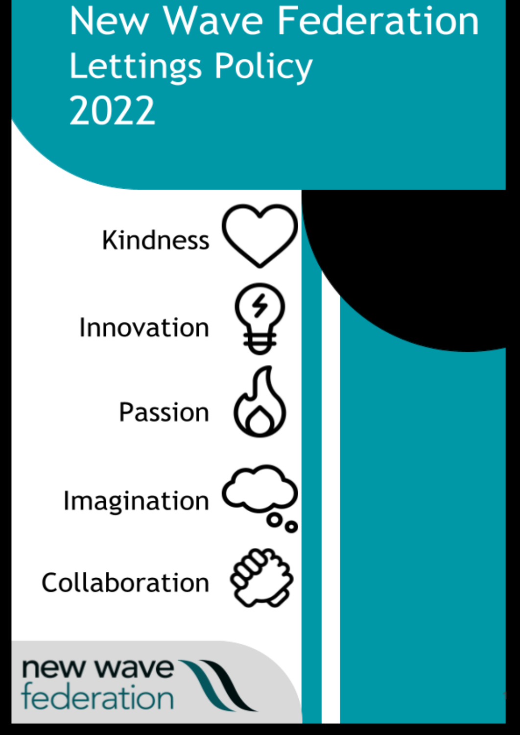# New Wave Federation
## Lettings Policy
## 2022

Kindness

Innovation

Passion

Imagination

Collaboration

new wave
federation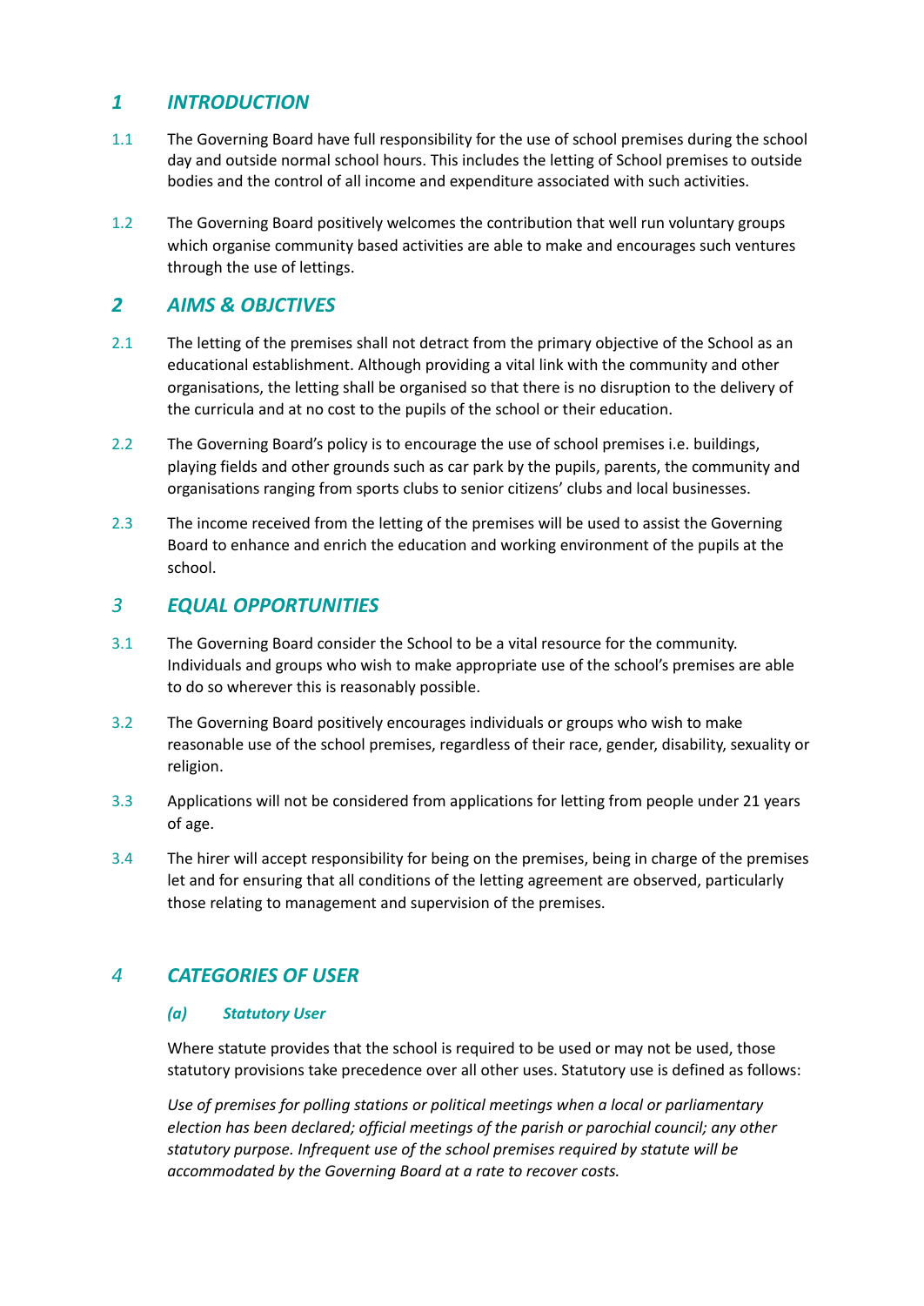## *1 INTRODUCTION*

1.1 The Governing Board have full responsibility for the use of school premises during the school day and outside normal school hours. This includes the letting of School premises to outside bodies and the control of all income and expenditure associated with such activities.

1.2 The Governing Board positively welcomes the contribution that well run voluntary groups which organise community based activities are able to make and encourages such ventures through the use of lettings.

## *2 AIMS & OBJCTIVES*

2.1 The letting of the premises shall not detract from the primary objective of the School as an educational establishment. Although providing a vital link with the community and other organisations, the letting shall be organised so that there is no disruption to the delivery of the curricula and at no cost to the pupils of the school or their education.

2.2 The Governing Board's policy is to encourage the use of school premises i.e. buildings, playing fields and other grounds such as car park by the pupils, parents, the community and organisations ranging from sports clubs to senior citizens' clubs and local businesses.

2.3 The income received from the letting of the premises will be used to assist the Governing Board to enhance and enrich the education and working environment of the pupils at the school.

## *3 EQUAL OPPORTUNITIES*

3.1 The Governing Board consider the School to be a vital resource for the community. Individuals and groups who wish to make appropriate use of the school's premises are able to do so wherever this is reasonably possible.

3.2 The Governing Board positively encourages individuals or groups who wish to make reasonable use of the school premises, regardless of their race, gender, disability, sexuality or religion.

3.3 Applications will not be considered from applications for letting from people under 21 years of age.

3.4 The hirer will accept responsibility for being on the premises, being in charge of the premises let and for ensuring that all conditions of the letting agreement are observed, particularly those relating to management and supervision of the premises.

## *4 CATEGORIES OF USER*

### *(a) Statutory User*

Where statute provides that the school is required to be used or may not be used, those statutory provisions take precedence over all other uses. Statutory use is defined as follows:

*Use of premises for polling stations or political meetings when a local or parliamentary election has been declared; official meetings of the parish or parochial council; any other statutory purpose. Infrequent use of the school premises required by statute will be accommodated by the Governing Board at a rate to recover costs.*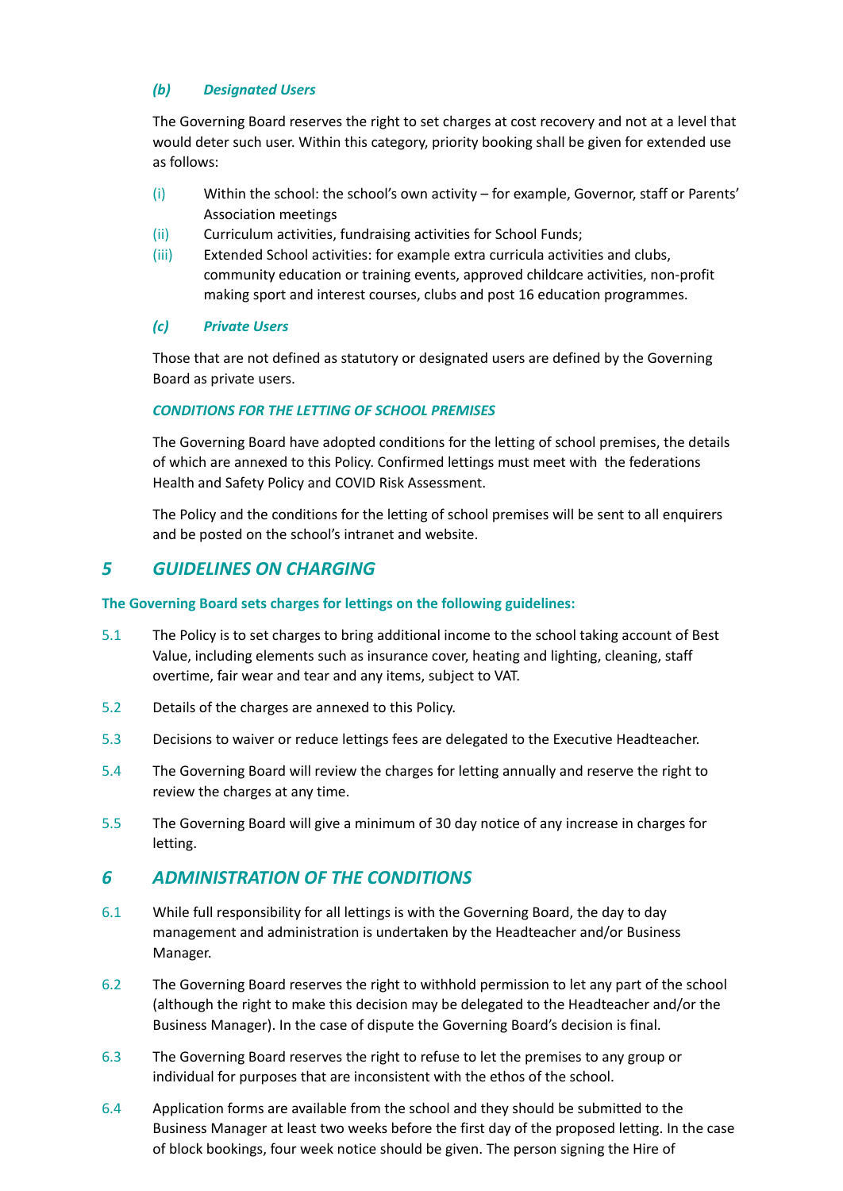### *(b) Designated Users*

The Governing Board reserves the right to set charges at cost recovery and not at a level that would deter such user. Within this category, priority booking shall be given for extended use as follows:

(i) Within the school: the school's own activity – for example, Governor, staff or Parents' Association meetings

(ii) Curriculum activities, fundraising activities for School Funds;

(iii) Extended School activities: for example extra curricula activities and clubs, community education or training events, approved childcare activities, non-profit making sport and interest courses, clubs and post 16 education programmes.

### *(c) Private Users*

Those that are not defined as statutory or designated users are defined by the Governing Board as private users.

### *CONDITIONS FOR THE LETTING OF SCHOOL PREMISES*

The Governing Board have adopted conditions for the letting of school premises, the details of which are annexed to this Policy. Confirmed lettings must meet with  the federations Health and Safety Policy and COVID Risk Assessment.

The Policy and the conditions for the letting of school premises will be sent to all enquirers and be posted on the school's intranet and website.

## *5 GUIDELINES ON CHARGING*

**The Governing Board sets charges for lettings on the following guidelines:**

5.1 The Policy is to set charges to bring additional income to the school taking account of Best Value, including elements such as insurance cover, heating and lighting, cleaning, staff overtime, fair wear and tear and any items, subject to VAT.

5.2 Details of the charges are annexed to this Policy.

5.3 Decisions to waiver or reduce lettings fees are delegated to the Executive Headteacher.

5.4 The Governing Board will review the charges for letting annually and reserve the right to review the charges at any time.

5.5 The Governing Board will give a minimum of 30 day notice of any increase in charges for letting.

## *6 ADMINISTRATION OF THE CONDITIONS*

6.1 While full responsibility for all lettings is with the Governing Board, the day to day management and administration is undertaken by the Headteacher and/or Business Manager.

6.2 The Governing Board reserves the right to withhold permission to let any part of the school (although the right to make this decision may be delegated to the Headteacher and/or the Business Manager). In the case of dispute the Governing Board's decision is final.

6.3 The Governing Board reserves the right to refuse to let the premises to any group or individual for purposes that are inconsistent with the ethos of the school.

6.4 Application forms are available from the school and they should be submitted to the Business Manager at least two weeks before the first day of the proposed letting. In the case of block bookings, four week notice should be given. The person signing the Hire of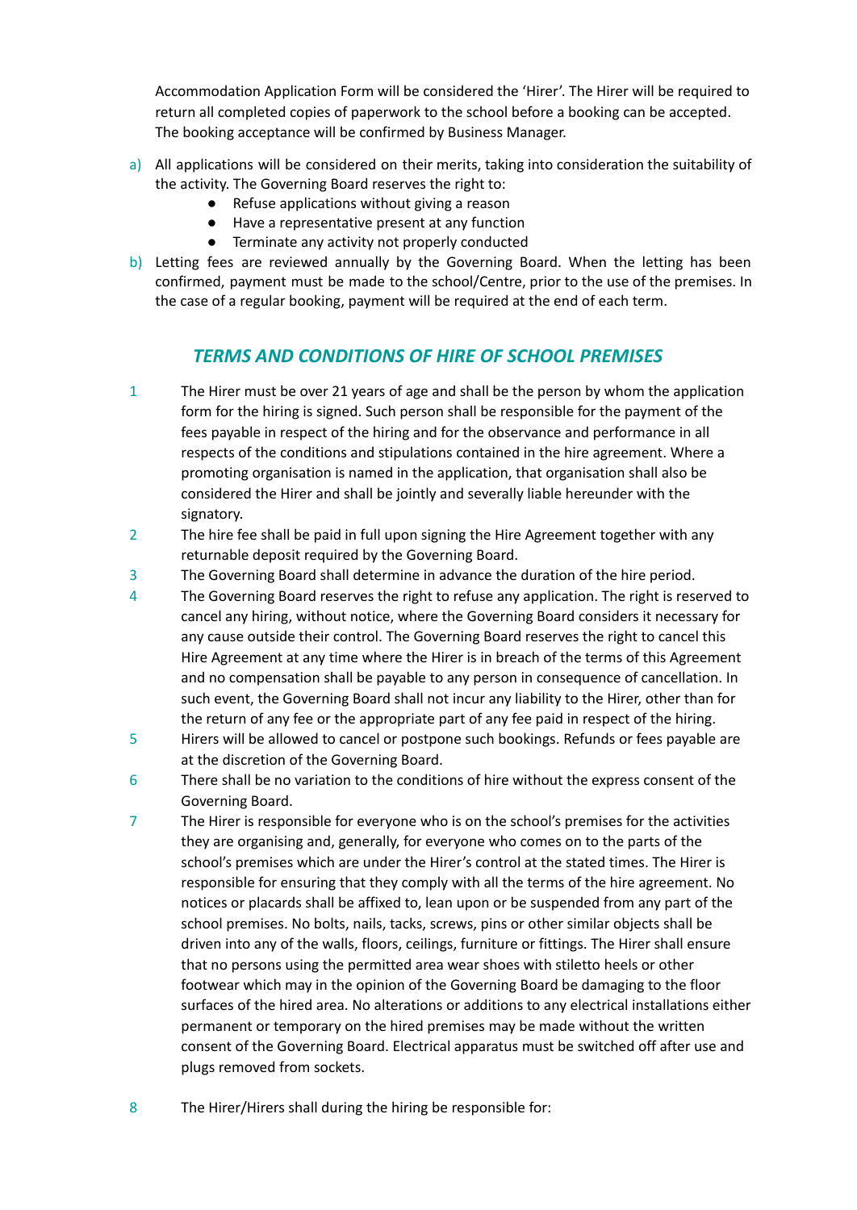Accommodation Application Form will be considered the 'Hirer'. The Hirer will be required to return all completed copies of paperwork to the school before a booking can be accepted. The booking acceptance will be confirmed by Business Manager.

a) All applications will be considered on their merits, taking into consideration the suitability of the activity. The Governing Board reserves the right to:
    - Refuse applications without giving a reason
    - Have a representative present at any function
    - Terminate any activity not properly conducted
b) Letting fees are reviewed annually by the Governing Board. When the letting has been confirmed, payment must be made to the school/Centre, prior to the use of the premises. In the case of a regular booking, payment will be required at the end of each term.

## *TERMS AND CONDITIONS OF HIRE OF SCHOOL PREMISES*

1. The Hirer must be over 21 years of age and shall be the person by whom the application form for the hiring is signed. Such person shall be responsible for the payment of the fees payable in respect of the hiring and for the observance and performance in all respects of the conditions and stipulations contained in the hire agreement. Where a promoting organisation is named in the application, that organisation shall also be considered the Hirer and shall be jointly and severally liable hereunder with the signatory.
2. The hire fee shall be paid in full upon signing the Hire Agreement together with any returnable deposit required by the Governing Board.
3. The Governing Board shall determine in advance the duration of the hire period.
4. The Governing Board reserves the right to refuse any application. The right is reserved to cancel any hiring, without notice, where the Governing Board considers it necessary for any cause outside their control. The Governing Board reserves the right to cancel this Hire Agreement at any time where the Hirer is in breach of the terms of this Agreement and no compensation shall be payable to any person in consequence of cancellation. In such event, the Governing Board shall not incur any liability to the Hirer, other than for the return of any fee or the appropriate part of any fee paid in respect of the hiring.
5. Hirers will be allowed to cancel or postpone such bookings. Refunds or fees payable are at the discretion of the Governing Board.
6. There shall be no variation to the conditions of hire without the express consent of the Governing Board.
7. The Hirer is responsible for everyone who is on the school's premises for the activities they are organising and, generally, for everyone who comes on to the parts of the school's premises which are under the Hirer's control at the stated times. The Hirer is responsible for ensuring that they comply with all the terms of the hire agreement. No notices or placards shall be affixed to, lean upon or be suspended from any part of the school premises. No bolts, nails, tacks, screws, pins or other similar objects shall be driven into any of the walls, floors, ceilings, furniture or fittings. The Hirer shall ensure that no persons using the permitted area wear shoes with stiletto heels or other footwear which may in the opinion of the Governing Board be damaging to the floor surfaces of the hired area. No alterations or additions to any electrical installations either permanent or temporary on the hired premises may be made without the written consent of the Governing Board. Electrical apparatus must be switched off after use and plugs removed from sockets.
8. The Hirer/Hirers shall during the hiring be responsible for: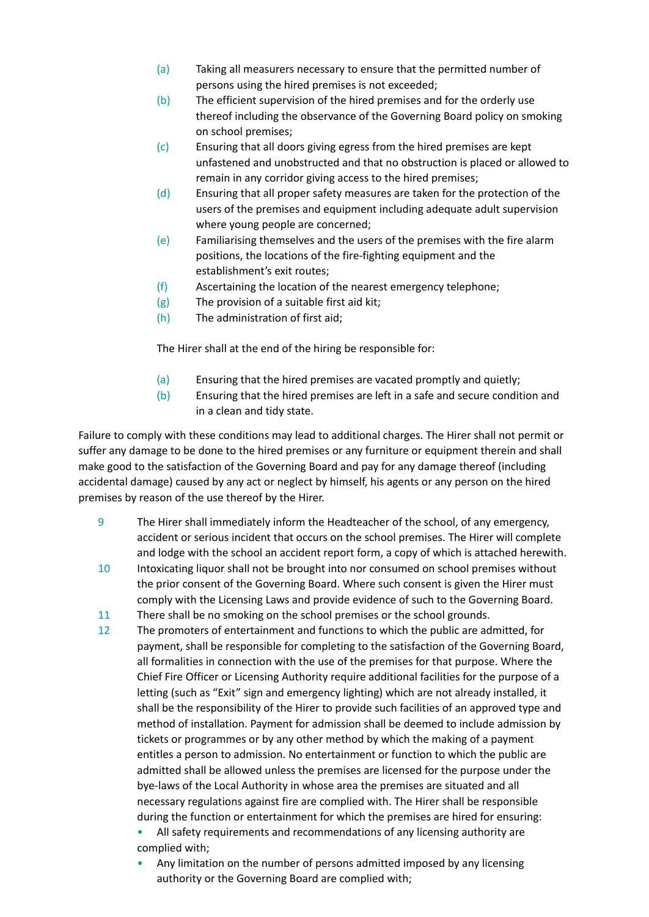(a) Taking all measurers necessary to ensure that the permitted number of persons using the hired premises is not exceeded;

(b) The efficient supervision of the hired premises and for the orderly use thereof including the observance of the Governing Board policy on smoking on school premises;

(c) Ensuring that all doors giving egress from the hired premises are kept unfastened and unobstructed and that no obstruction is placed or allowed to remain in any corridor giving access to the hired premises;

(d) Ensuring that all proper safety measures are taken for the protection of the users of the premises and equipment including adequate adult supervision where young people are concerned;

(e) Familiarising themselves and the users of the premises with the fire alarm positions, the locations of the fire-fighting equipment and the establishment's exit routes;

(f) Ascertaining the location of the nearest emergency telephone;

(g) The provision of a suitable first aid kit;

(h) The administration of first aid;

The Hirer shall at the end of the hiring be responsible for:

(a) Ensuring that the hired premises are vacated promptly and quietly;

(b) Ensuring that the hired premises are left in a safe and secure condition and in a clean and tidy state.

Failure to comply with these conditions may lead to additional charges. The Hirer shall not permit or suffer any damage to be done to the hired premises or any furniture or equipment therein and shall make good to the satisfaction of the Governing Board and pay for any damage thereof (including accidental damage) caused by any act or neglect by himself, his agents or any person on the hired premises by reason of the use thereof by the Hirer.

9 The Hirer shall immediately inform the Headteacher of the school, of any emergency, accident or serious incident that occurs on the school premises. The Hirer will complete and lodge with the school an accident report form, a copy of which is attached herewith.

10 Intoxicating liquor shall not be brought into nor consumed on school premises without the prior consent of the Governing Board. Where such consent is given the Hirer must comply with the Licensing Laws and provide evidence of such to the Governing Board.

11 There shall be no smoking on the school premises or the school grounds.

12 The promoters of entertainment and functions to which the public are admitted, for payment, shall be responsible for completing to the satisfaction of the Governing Board, all formalities in connection with the use of the premises for that purpose. Where the Chief Fire Officer or Licensing Authority require additional facilities for the purpose of a letting (such as "Exit" sign and emergency lighting) which are not already installed, it shall be the responsibility of the Hirer to provide such facilities of an approved type and method of installation. Payment for admission shall be deemed to include admission by tickets or programmes or by any other method by which the making of a payment entitles a person to admission. No entertainment or function to which the public are admitted shall be allowed unless the premises are licensed for the purpose under the bye-laws of the Local Authority in whose area the premises are situated and all necessary regulations against fire are complied with. The Hirer shall be responsible during the function or entertainment for which the premises are hired for ensuring:

- All safety requirements and recommendations of any licensing authority are complied with;
- Any limitation on the number of persons admitted imposed by any licensing authority or the Governing Board are complied with;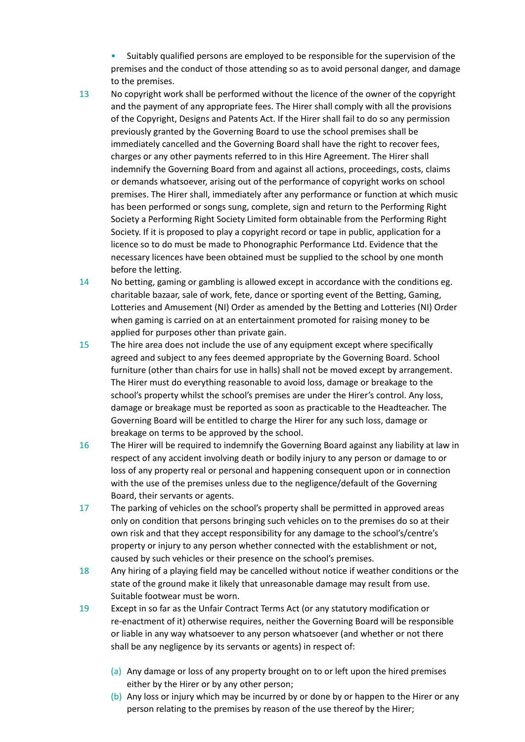- Suitably qualified persons are employed to be responsible for the supervision of the premises and the conduct of those attending so as to avoid personal danger, and damage to the premises.

13 No copyright work shall be performed without the licence of the owner of the copyright and the payment of any appropriate fees. The Hirer shall comply with all the provisions of the Copyright, Designs and Patents Act. If the Hirer shall fail to do so any permission previously granted by the Governing Board to use the school premises shall be immediately cancelled and the Governing Board shall have the right to recover fees, charges or any other payments referred to in this Hire Agreement. The Hirer shall indemnify the Governing Board from and against all actions, proceedings, costs, claims or demands whatsoever, arising out of the performance of copyright works on school premises. The Hirer shall, immediately after any performance or function at which music has been performed or songs sung, complete, sign and return to the Performing Right Society a Performing Right Society Limited form obtainable from the Performing Right Society. If it is proposed to play a copyright record or tape in public, application for a licence so to do must be made to Phonographic Performance Ltd. Evidence that the necessary licences have been obtained must be supplied to the school by one month before the letting.

14 No betting, gaming or gambling is allowed except in accordance with the conditions eg. charitable bazaar, sale of work, fete, dance or sporting event of the Betting, Gaming, Lotteries and Amusement (NI) Order as amended by the Betting and Lotteries (NI) Order when gaming is carried on at an entertainment promoted for raising money to be applied for purposes other than private gain.

15 The hire area does not include the use of any equipment except where specifically agreed and subject to any fees deemed appropriate by the Governing Board. School furniture (other than chairs for use in halls) shall not be moved except by arrangement. The Hirer must do everything reasonable to avoid loss, damage or breakage to the school's property whilst the school's premises are under the Hirer's control. Any loss, damage or breakage must be reported as soon as practicable to the Headteacher. The Governing Board will be entitled to charge the Hirer for any such loss, damage or breakage on terms to be approved by the school.

16 The Hirer will be required to indemnify the Governing Board against any liability at law in respect of any accident involving death or bodily injury to any person or damage to or loss of any property real or personal and happening consequent upon or in connection with the use of the premises unless due to the negligence/default of the Governing Board, their servants or agents.

17 The parking of vehicles on the school's property shall be permitted in approved areas only on condition that persons bringing such vehicles on to the premises do so at their own risk and that they accept responsibility for any damage to the school's/centre's property or injury to any person whether connected with the establishment or not, caused by such vehicles or their presence on the school's premises.

18 Any hiring of a playing field may be cancelled without notice if weather conditions or the state of the ground make it likely that unreasonable damage may result from use. Suitable footwear must be worn.

19 Except in so far as the Unfair Contract Terms Act (or any statutory modification or re-enactment of it) otherwise requires, neither the Governing Board will be responsible or liable in any way whatsoever to any person whatsoever (and whether or not there shall be any negligence by its servants or agents) in respect of:

(a) Any damage or loss of any property brought on to or left upon the hired premises either by the Hirer or by any other person;

(b) Any loss or injury which may be incurred by or done by or happen to the Hirer or any person relating to the premises by reason of the use thereof by the Hirer;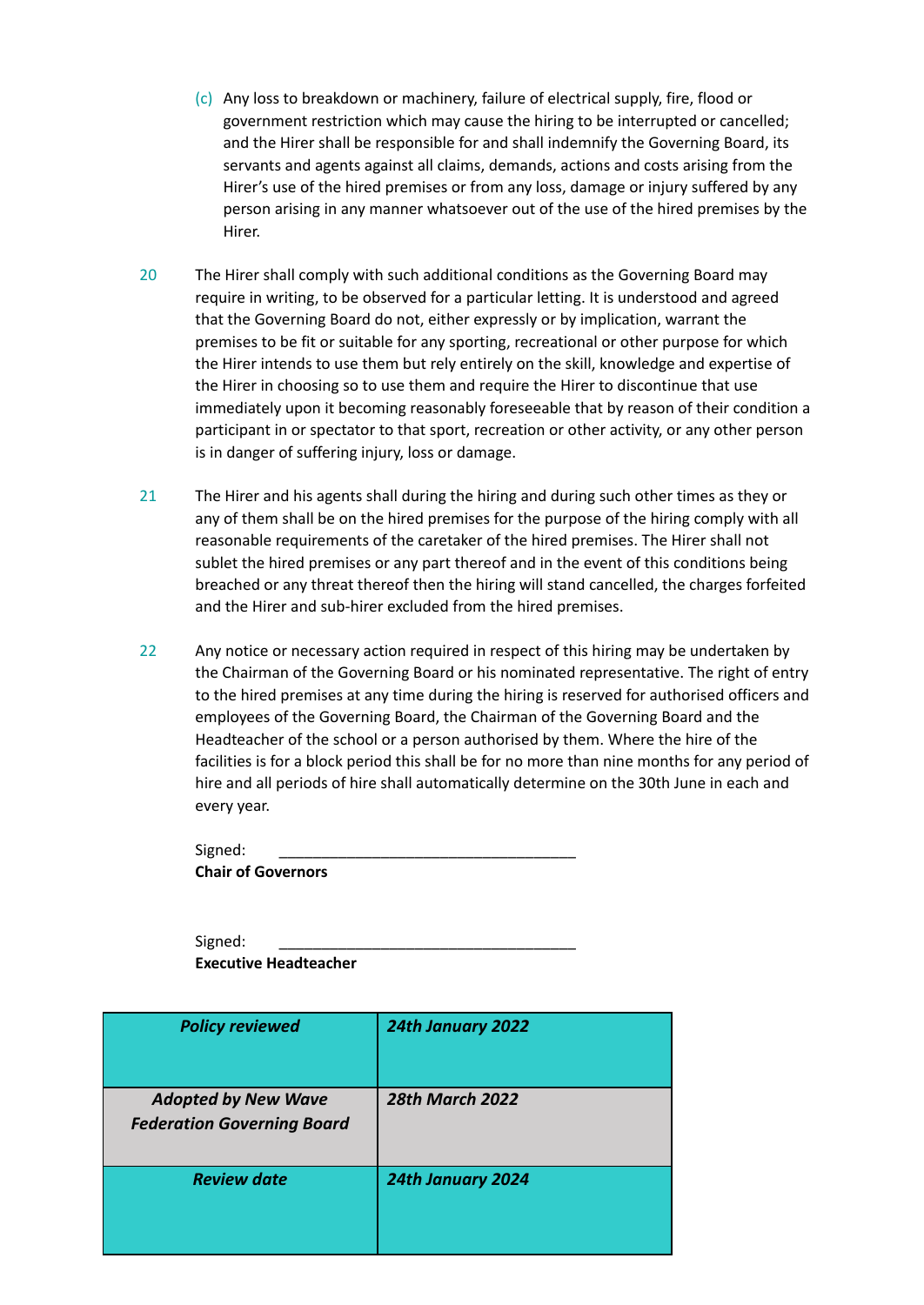(c) Any loss to breakdown or machinery, failure of electrical supply, fire, flood or government restriction which may cause the hiring to be interrupted or cancelled; and the Hirer shall be responsible for and shall indemnify the Governing Board, its servants and agents against all claims, demands, actions and costs arising from the Hirer's use of the hired premises or from any loss, damage or injury suffered by any person arising in any manner whatsoever out of the use of the hired premises by the Hirer.

20 The Hirer shall comply with such additional conditions as the Governing Board may require in writing, to be observed for a particular letting. It is understood and agreed that the Governing Board do not, either expressly or by implication, warrant the premises to be fit or suitable for any sporting, recreational or other purpose for which the Hirer intends to use them but rely entirely on the skill, knowledge and expertise of the Hirer in choosing so to use them and require the Hirer to discontinue that use immediately upon it becoming reasonably foreseeable that by reason of their condition a participant in or spectator to that sport, recreation or other activity, or any other person is in danger of suffering injury, loss or damage.

21 The Hirer and his agents shall during the hiring and during such other times as they or any of them shall be on the hired premises for the purpose of the hiring comply with all reasonable requirements of the caretaker of the hired premises. The Hirer shall not sublet the hired premises or any part thereof and in the event of this conditions being breached or any threat thereof then the hiring will stand cancelled, the charges forfeited and the Hirer and sub-hirer excluded from the hired premises.

22 Any notice or necessary action required in respect of this hiring may be undertaken by the Chairman of the Governing Board or his nominated representative. The right of entry to the hired premises at any time during the hiring is reserved for authorised officers and employees of the Governing Board, the Chairman of the Governing Board and the Headteacher of the school or a person authorised by them. Where the hire of the facilities is for a block period this shall be for no more than nine months for any period of hire and all periods of hire shall automatically determine on the 30th June in each and every year.

Signed: ____________________________________
**Chair of Governors**

Signed: ____________________________________
**Executive Headteacher**

| ***Policy reviewed*** | ***24th January 2022*** |
|---|---|
| ***Adopted by New Wave Federation Governing Board*** | ***28th March 2022*** |
| ***Review date*** | ***24th January 2024*** |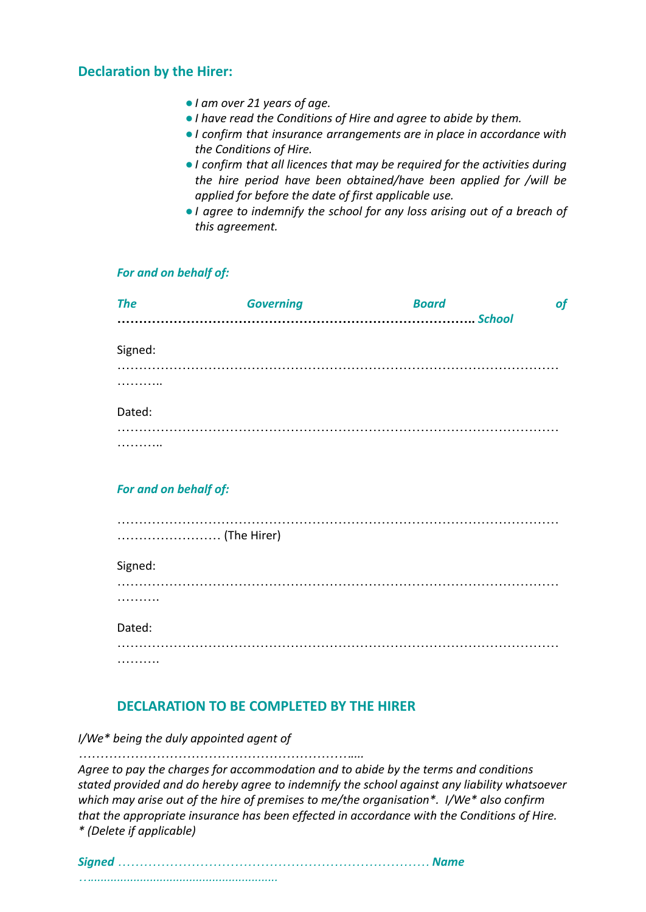### Declaration by the Hirer:

- *I am over 21 years of age.*
- *I have read the Conditions of Hire and agree to abide by them.*
- *I confirm that insurance arrangements are in place in accordance with the Conditions of Hire.*
- *I confirm that all licences that may be required for the activities during the hire period have been obtained/have been applied for /will be applied for before the date of first applicable use.*
- *I agree to indemnify the school for any loss arising out of a breach of this agreement.*

***For and on behalf of:***

***The Governing Board of ……………………………………………………………………….. School***

Signed: …………………………………………………………………………………………………………..

Dated: …………………………………………………………………………………………………………..

***For and on behalf of:***

……………………………………………………………………………………………………………… (The Hirer)

Signed: …………………………………………………………………………………………………………

Dated: …………………………………………………………………………………………………………

### DECLARATION TO BE COMPLETED BY THE HIRER

*I/We* being the duly appointed agent of ………………………………………………………….....*
*Agree to pay the charges for accommodation and to abide by the terms and conditions stated provided and do hereby agree to indemnify the school against any liability whatsoever which may arise out of the hire of premises to me/the organisation*. I/We* also confirm that the appropriate insurance has been effected in accordance with the Conditions of Hire.*
*\* (Delete if applicable)*

***Signed*** ………………………………………………………………… ***Name*** ….......................................................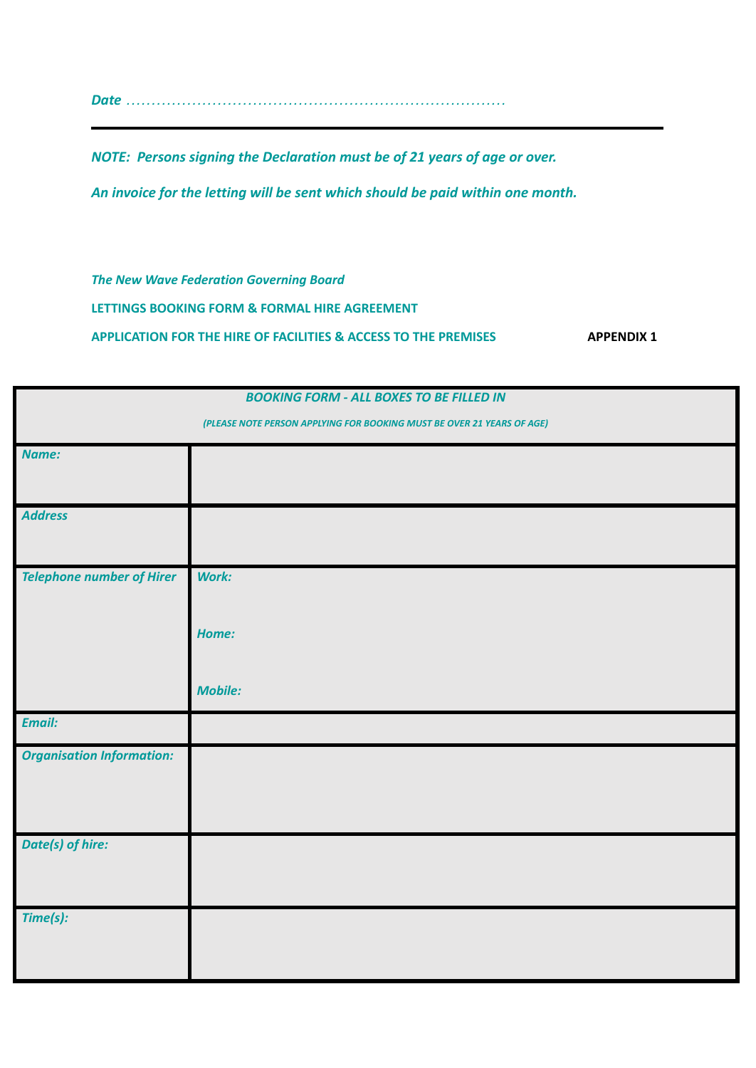*Date* ..........................................................................

---

***NOTE: Persons signing the Declaration must be of 21 years of age or over.***

***An invoice for the letting will be sent which should be paid within one month.***

***The New Wave Federation Governing Board***

**LETTINGS BOOKING FORM & FORMAL HIRE AGREEMENT**

**APPLICATION FOR THE HIRE OF FACILITIES & ACCESS TO THE PREMISES** **APPENDIX 1**

| ***BOOKING FORM - ALL BOXES TO BE FILLED IN*** ***(PLEASE NOTE PERSON APPLYING FOR BOOKING MUST BE OVER 21 YEARS OF AGE)*** | |
|---|---|
| ***Name:*** | |
| ***Address*** | |
| ***Telephone number of Hirer*** | ***Work:*** ***Home:*** ***Mobile:*** |
| ***Email:*** | |
| ***Organisation Information:*** | |
| ***Date(s) of hire:*** | |
| ***Time(s):*** | |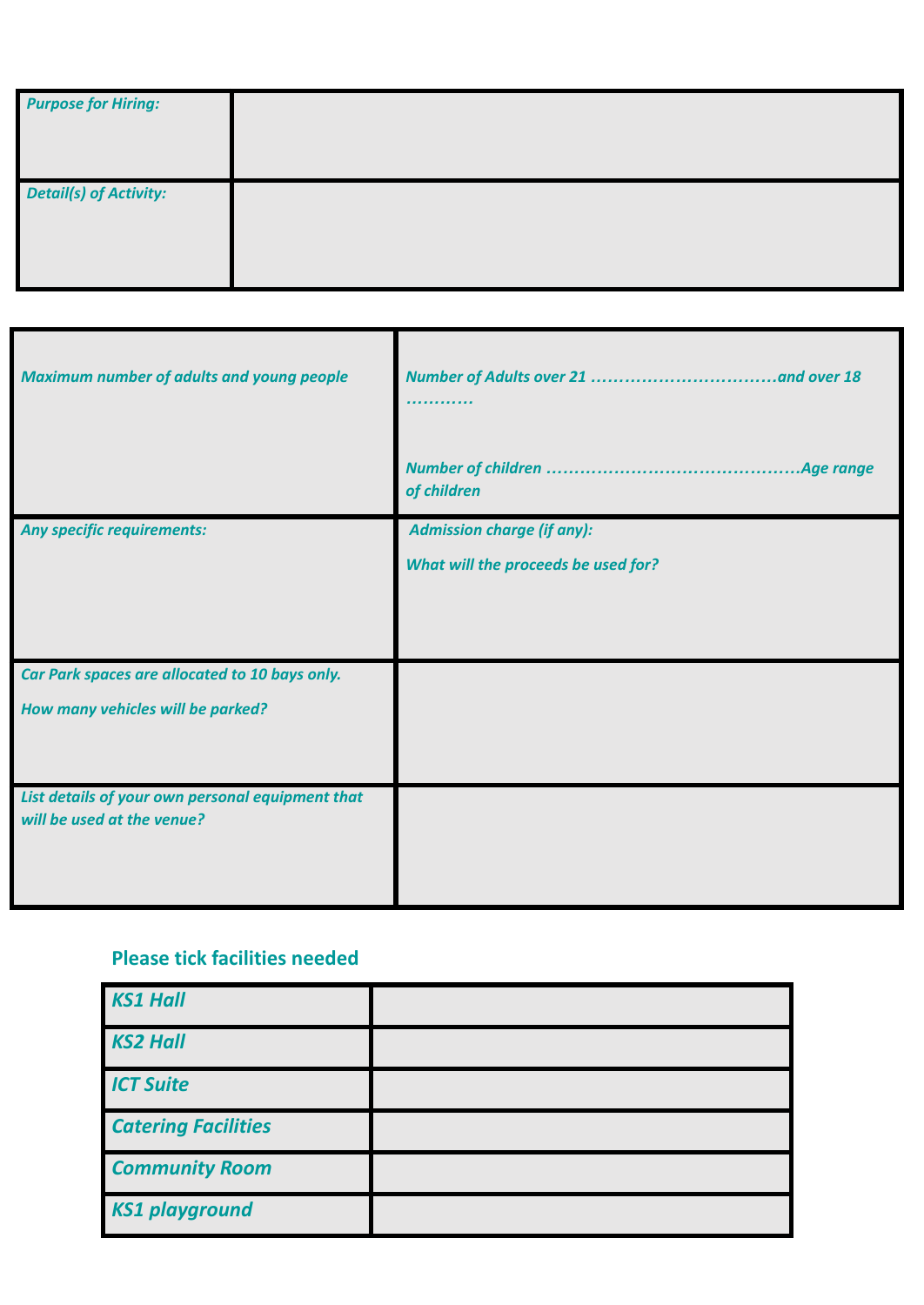| *Purpose for Hiring:* | |
|---|---|
| *Detail(s) of Activity:* | |

| *Maximum number of adults and young people* | *Number of Adults over 21 ……………………………and over 18 …………*<br><br>*Number of children ………………………………………Age range of children* |
|---|---|
| *Any specific requirements:* | *Admission charge (if any):*<br><br>*What will the proceeds be used for?* |
| *Car Park spaces are allocated to 10 bays only.*<br><br>*How many vehicles will be parked?* | |
| *List details of your own personal equipment that will be used at the venue?* | |

**Please tick facilities needed**

| ***KS1 Hall*** | |
|---|---|
| ***KS2 Hall*** | |
| ***ICT Suite*** | |
| ***Catering Facilities*** | |
| ***Community Room*** | |
| ***KS1 playground*** | |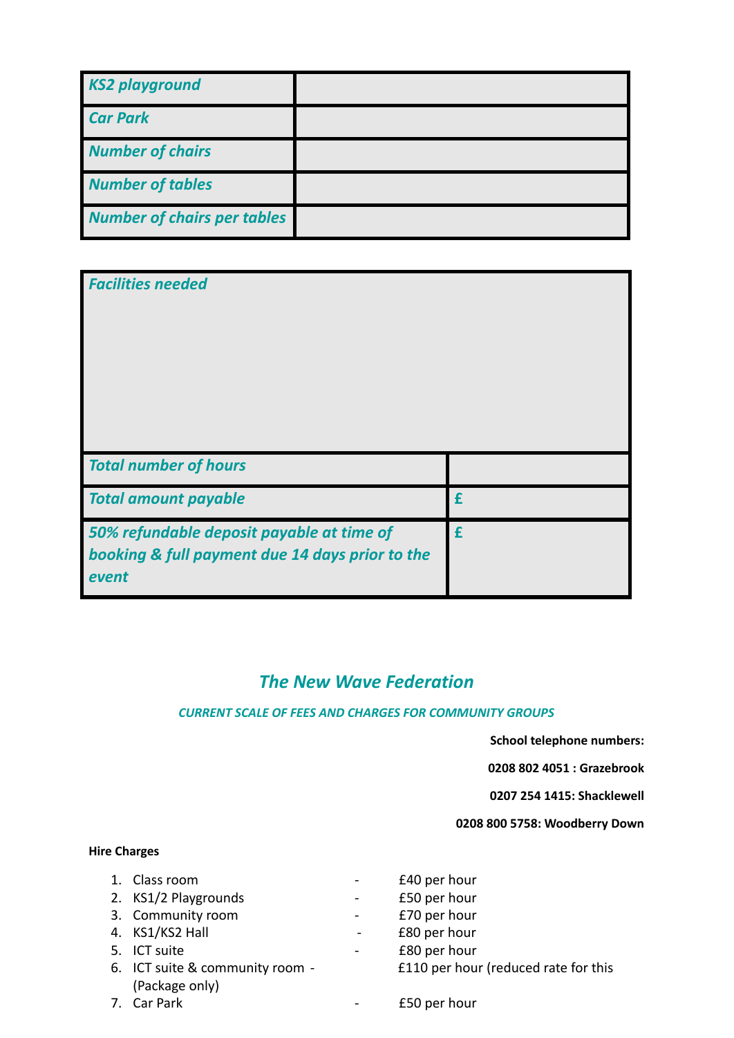| | |
|---|---|
| ***KS2 playground*** | |
| ***Car Park*** | |
| ***Number of chairs*** | |
| ***Number of tables*** | |
| ***Number of chairs per tables*** | |

| | |
|---|---|
| ***Facilities needed*** | |
| ***Total number of hours*** | |
| ***Total amount payable*** | **£** |
| ***50% refundable deposit payable at time of booking & full payment due 14 days prior to the event*** | **£** |

## *The New Wave Federation*

***CURRENT SCALE OF FEES AND CHARGES FOR COMMUNITY GROUPS***

**School telephone numbers:**

**0208 802 4051 : Grazebrook**

**0207 254 1415: Shacklewell**

**0208 800 5758: Woodberry Down**

**Hire Charges**

1. Class room - £40 per hour
2. KS1/2 Playgrounds - £50 per hour
3. Community room - £70 per hour
4. KS1/KS2 Hall - £80 per hour
5. ICT suite - £80 per hour
6. ICT suite & community room - (Package only) £110 per hour (reduced rate for this
7. Car Park - £50 per hour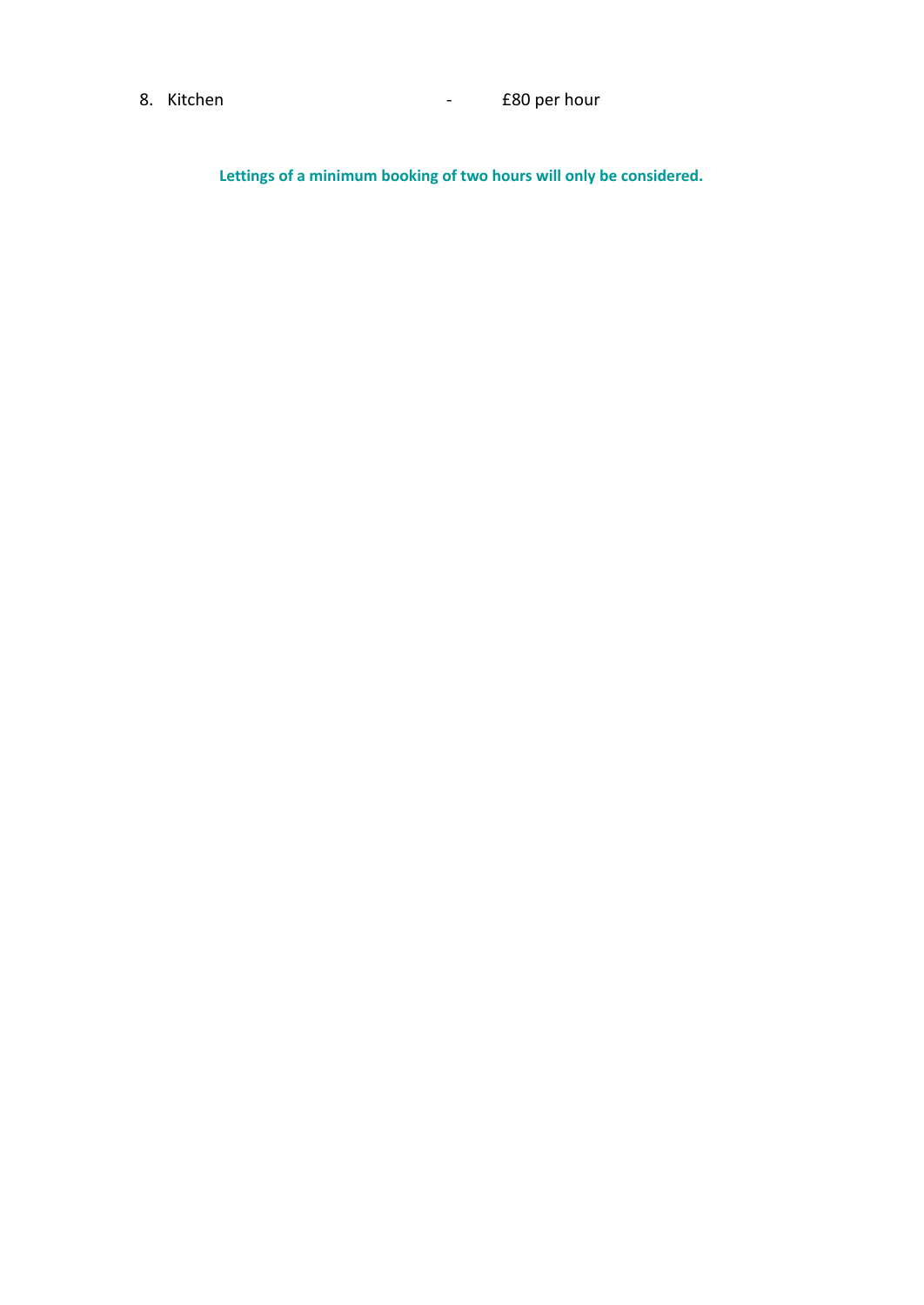8. Kitchen - £80 per hour

**Lettings of a minimum booking of two hours will only be considered.**